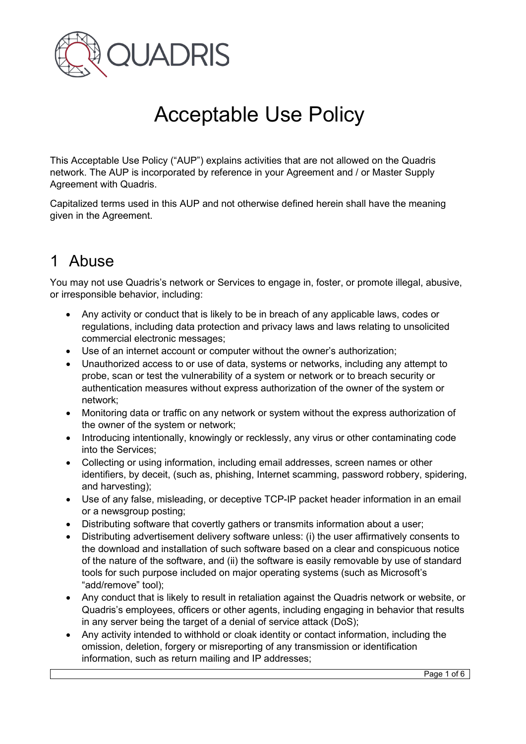QUADRIS

# Acceptable Use Policy

This Acceptable Use Policy ("AUP") explains activities that are not allowed on the Quadris network. The AUP is incorporated by reference in your Agreement and / or Master Supply Agreement with Quadris.

Capitalized terms used in this AUP and not otherwise defined herein shall have the meaning given in the Agreement.

## 1 Abuse

You may not use Quadris's network or Services to engage in, foster, or promote illegal, abusive, or irresponsible behavior, including:

- Any activity or conduct that is likely to be in breach of any applicable laws, codes or regulations, including data protection and privacy laws and laws relating to unsolicited commercial electronic messages;
- Use of an internet account or computer without the owner's authorization;
- Unauthorized access to or use of data, systems or networks, including any attempt to probe, scan or test the vulnerability of a system or network or to breach security or authentication measures without express authorization of the owner of the system or network;
- Monitoring data or traffic on any network or system without the express authorization of the owner of the system or network;
- Introducing intentionally, knowingly or recklessly, any virus or other contaminating code into the Services;
- Collecting or using information, including email addresses, screen names or other identifiers, by deceit, (such as, phishing, Internet scamming, password robbery, spidering, and harvesting);
- Use of any false, misleading, or deceptive TCP-IP packet header information in an email or a newsgroup posting;
- Distributing software that covertly gathers or transmits information about a user;
- Distributing advertisement delivery software unless: (i) the user affirmatively consents to the download and installation of such software based on a clear and conspicuous notice of the nature of the software, and (ii) the software is easily removable by use of standard tools for such purpose included on major operating systems (such as Microsoft's "add/remove" tool);
- Any conduct that is likely to result in retaliation against the Quadris network or website, or Quadris's employees, officers or other agents, including engaging in behavior that results in any server being the target of a denial of service attack (DoS);
- Any activity intended to withhold or cloak identity or contact information, including the omission, deletion, forgery or misreporting of any transmission or identification information, such as return mailing and IP addresses;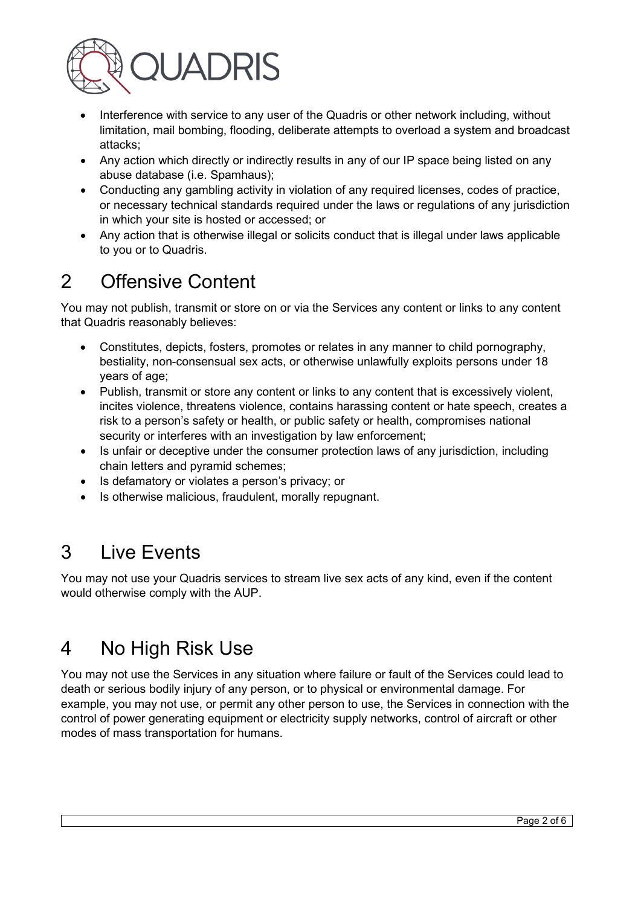- Interference with service to any user of the Quadris or other network including, without limitation, mail bombing, flooding, deliberate attempts to overload a system and broadcast attacks;
- Any action which directly or indirectly results in any of our IP space being listed on any abuse database (i.e. Spamhaus);
- Conducting any gambling activity in violation of any required licenses, codes of practice, or necessary technical standards required under the laws or regulations of any jurisdiction in which your site is hosted or accessed; or
- Any action that is otherwise illegal or solicits conduct that is illegal under laws applicable to you or to Quadris.

# 2 Offensive Content

You may not publish, transmit or store on or via the Services any content or links to any content that Quadris reasonably believes:

- Constitutes, depicts, fosters, promotes or relates in any manner to child pornography, bestiality, non-consensual sex acts, or otherwise unlawfully exploits persons under 18 years of age;
- Publish, transmit or store any content or links to any content that is excessively violent, incites violence, threatens violence, contains harassing content or hate speech, creates a risk to a person's safety or health, or public safety or health, compromises national security or interferes with an investigation by law enforcement;
- Is unfair or deceptive under the consumer protection laws of any jurisdiction, including chain letters and pyramid schemes;
- Is defamatory or violates a person's privacy; or
- Is otherwise malicious, fraudulent, morally repugnant.

# 3 Live Events

You may not use your Quadris services to stream live sex acts of any kind, even if the content would otherwise comply with the AUP.

# 4 No High Risk Use

You may not use the Services in any situation where failure or fault of the Services could lead to death or serious bodily injury of any person, or to physical or environmental damage. For example, you may not use, or permit any other person to use, the Services in connection with the control of power generating equipment or electricity supply networks, control of aircraft or other modes of mass transportation for humans.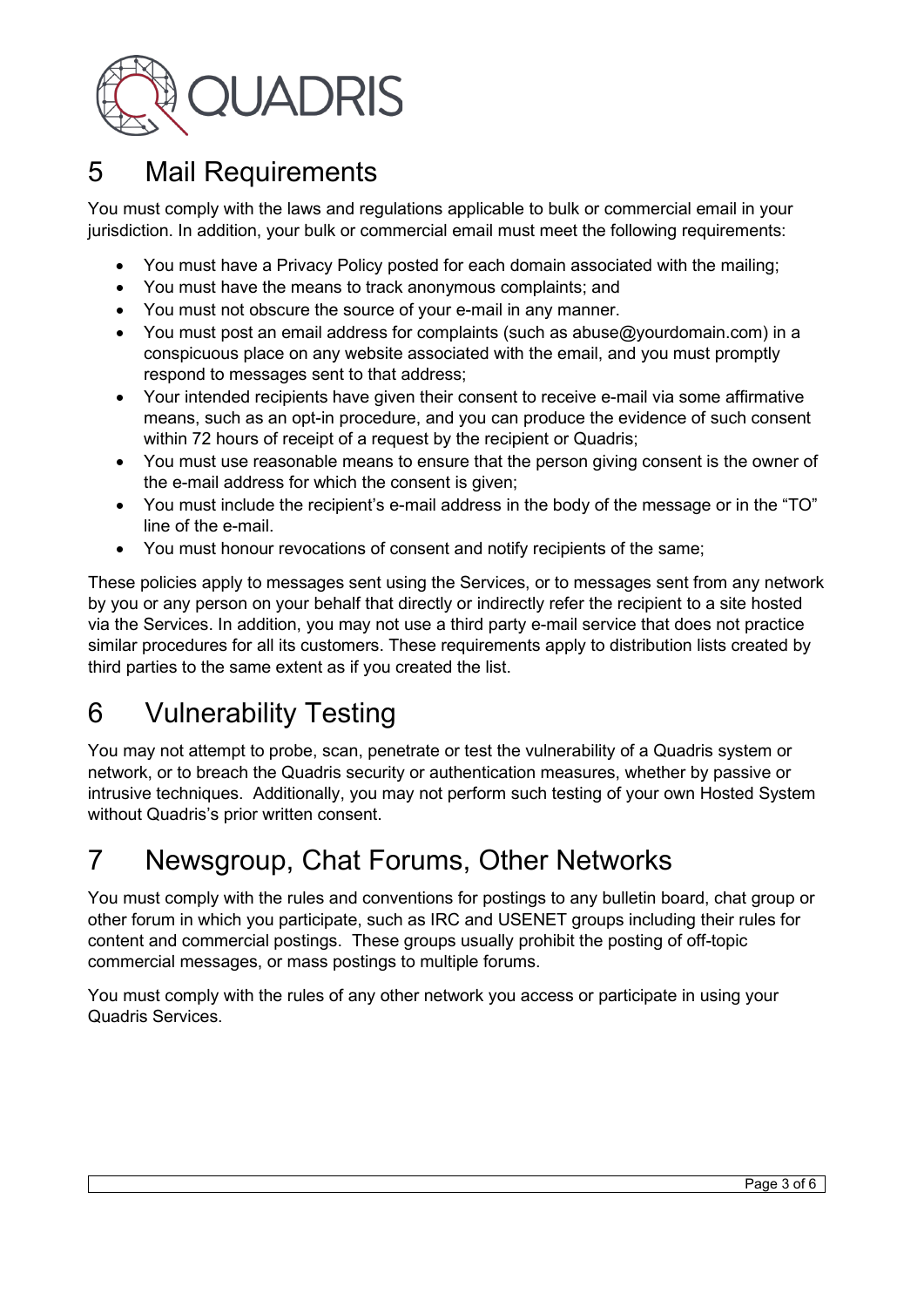# 5 Mail Requirements

You must comply with the laws and regulations applicable to bulk or commercial email in your jurisdiction. In addition, your bulk or commercial email must meet the following requirements:

- You must have a Privacy Policy posted for each domain associated with the mailing;
- You must have the means to track anonymous complaints; and
- You must not obscure the source of your e-mail in any manner.
- You must post an email address for complaints (such as abuse@yourdomain.com) in a conspicuous place on any website associated with the email, and you must promptly respond to messages sent to that address;
- Your intended recipients have given their consent to receive e-mail via some affirmative means, such as an opt-in procedure, and you can produce the evidence of such consent within 72 hours of receipt of a request by the recipient or Quadris;
- You must use reasonable means to ensure that the person giving consent is the owner of the e-mail address for which the consent is given;
- You must include the recipient's e-mail address in the body of the message or in the "TO" line of the e-mail.
- You must honour revocations of consent and notify recipients of the same;

These policies apply to messages sent using the Services, or to messages sent from any network by you or any person on your behalf that directly or indirectly refer the recipient to a site hosted via the Services. In addition, you may not use a third party e-mail service that does not practice similar procedures for all its customers. These requirements apply to distribution lists created by third parties to the same extent as if you created the list.

# 6 Vulnerability Testing

You may not attempt to probe, scan, penetrate or test the vulnerability of a Quadris system or network, or to breach the Quadris security or authentication measures, whether by passive or intrusive techniques. Additionally, you may not perform such testing of your own Hosted System without Quadris's prior written consent.

# 7 Newsgroup, Chat Forums, Other Networks

You must comply with the rules and conventions for postings to any bulletin board, chat group or other forum in which you participate, such as IRC and USENET groups including their rules for content and commercial postings. These groups usually prohibit the posting of off-topic commercial messages, or mass postings to multiple forums.

You must comply with the rules of any other network you access or participate in using your Quadris Services.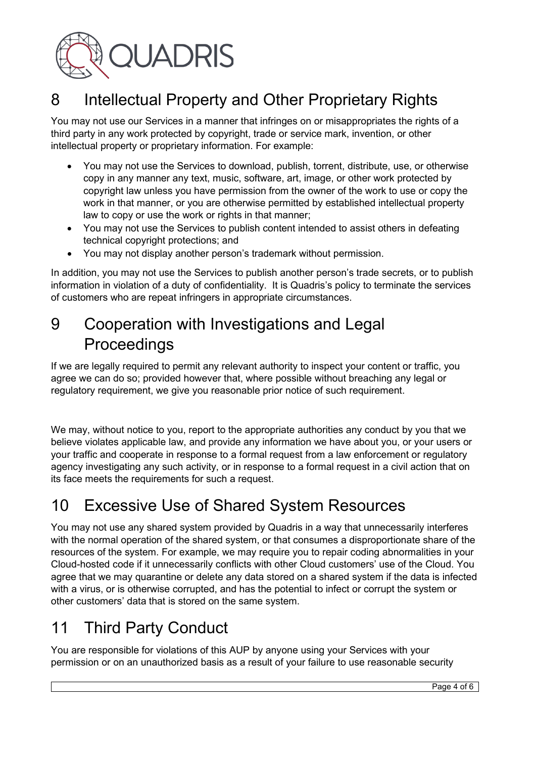## 8 Intellectual Property and Other Proprietary Rights

You may not use our Services in a manner that infringes on or misappropriates the rights of a third party in any work protected by copyright, trade or service mark, invention, or other intellectual property or proprietary information. For example:

- You may not use the Services to download, publish, torrent, distribute, use, or otherwise copy in any manner any text, music, software, art, image, or other work protected by copyright law unless you have permission from the owner of the work to use or copy the work in that manner, or you are otherwise permitted by established intellectual property law to copy or use the work or rights in that manner;
- You may not use the Services to publish content intended to assist others in defeating technical copyright protections; and
- You may not display another person's trademark without permission.

In addition, you may not use the Services to publish another person's trade secrets, or to publish information in violation of a duty of confidentiality. It is Quadris's policy to terminate the services of customers who are repeat infringers in appropriate circumstances.

## 9 Cooperation with Investigations and Legal Proceedings

If we are legally required to permit any relevant authority to inspect your content or traffic, you agree we can do so; provided however that, where possible without breaching any legal or regulatory requirement, we give you reasonable prior notice of such requirement.

We may, without notice to you, report to the appropriate authorities any conduct by you that we believe violates applicable law, and provide any information we have about you, or your users or your traffic and cooperate in response to a formal request from a law enforcement or regulatory agency investigating any such activity, or in response to a formal request in a civil action that on its face meets the requirements for such a request.

## 10 Excessive Use of Shared System Resources

You may not use any shared system provided by Quadris in a way that unnecessarily interferes with the normal operation of the shared system, or that consumes a disproportionate share of the resources of the system. For example, we may require you to repair coding abnormalities in your Cloud-hosted code if it unnecessarily conflicts with other Cloud customers' use of the Cloud. You agree that we may quarantine or delete any data stored on a shared system if the data is infected with a virus, or is otherwise corrupted, and has the potential to infect or corrupt the system or other customers' data that is stored on the same system.

## 11 Third Party Conduct

You are responsible for violations of this AUP by anyone using your Services with your permission or on an unauthorized basis as a result of your failure to use reasonable security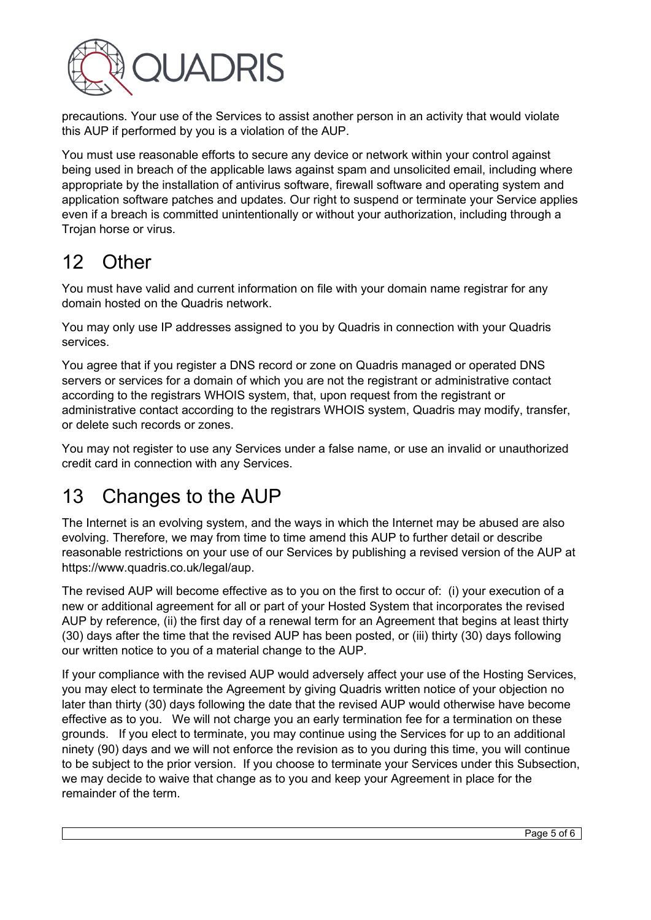precautions. Your use of the Services to assist another person in an activity that would violate this AUP if performed by you is a violation of the AUP.

You must use reasonable efforts to secure any device or network within your control against being used in breach of the applicable laws against spam and unsolicited email, including where appropriate by the installation of antivirus software, firewall software and operating system and application software patches and updates. Our right to suspend or terminate your Service applies even if a breach is committed unintentionally or without your authorization, including through a Trojan horse or virus.

# 12 Other

You must have valid and current information on file with your domain name registrar for any domain hosted on the Quadris network.

You may only use IP addresses assigned to you by Quadris in connection with your Quadris services.

You agree that if you register a DNS record or zone on Quadris managed or operated DNS servers or services for a domain of which you are not the registrant or administrative contact according to the registrars WHOIS system, that, upon request from the registrant or administrative contact according to the registrars WHOIS system, Quadris may modify, transfer, or delete such records or zones.

You may not register to use any Services under a false name, or use an invalid or unauthorized credit card in connection with any Services.

# 13 Changes to the AUP

The Internet is an evolving system, and the ways in which the Internet may be abused are also evolving. Therefore, we may from time to time amend this AUP to further detail or describe reasonable restrictions on your use of our Services by publishing a revised version of the AUP at https://www.quadris.co.uk/legal/aup.

The revised AUP will become effective as to you on the first to occur of: (i) your execution of a new or additional agreement for all or part of your Hosted System that incorporates the revised AUP by reference, (ii) the first day of a renewal term for an Agreement that begins at least thirty (30) days after the time that the revised AUP has been posted, or (iii) thirty (30) days following our written notice to you of a material change to the AUP.

If your compliance with the revised AUP would adversely affect your use of the Hosting Services, you may elect to terminate the Agreement by giving Quadris written notice of your objection no later than thirty (30) days following the date that the revised AUP would otherwise have become effective as to you. We will not charge you an early termination fee for a termination on these grounds. If you elect to terminate, you may continue using the Services for up to an additional ninety (90) days and we will not enforce the revision as to you during this time, you will continue to be subject to the prior version. If you choose to terminate your Services under this Subsection, we may decide to waive that change as to you and keep your Agreement in place for the remainder of the term.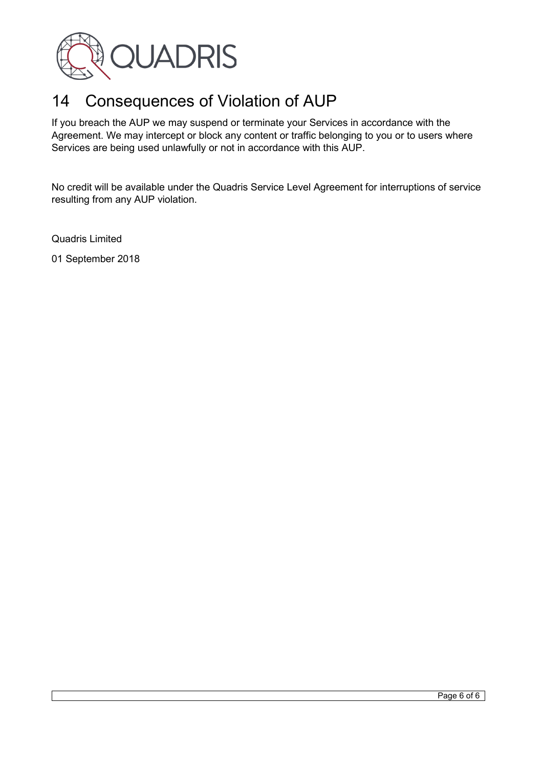# 14 Consequences of Violation of AUP

If you breach the AUP we may suspend or terminate your Services in accordance with the Agreement. We may intercept or block any content or traffic belonging to you or to users where Services are being used unlawfully or not in accordance with this AUP.

No credit will be available under the Quadris Service Level Agreement for interruptions of service resulting from any AUP violation.

Quadris Limited

01 September 2018